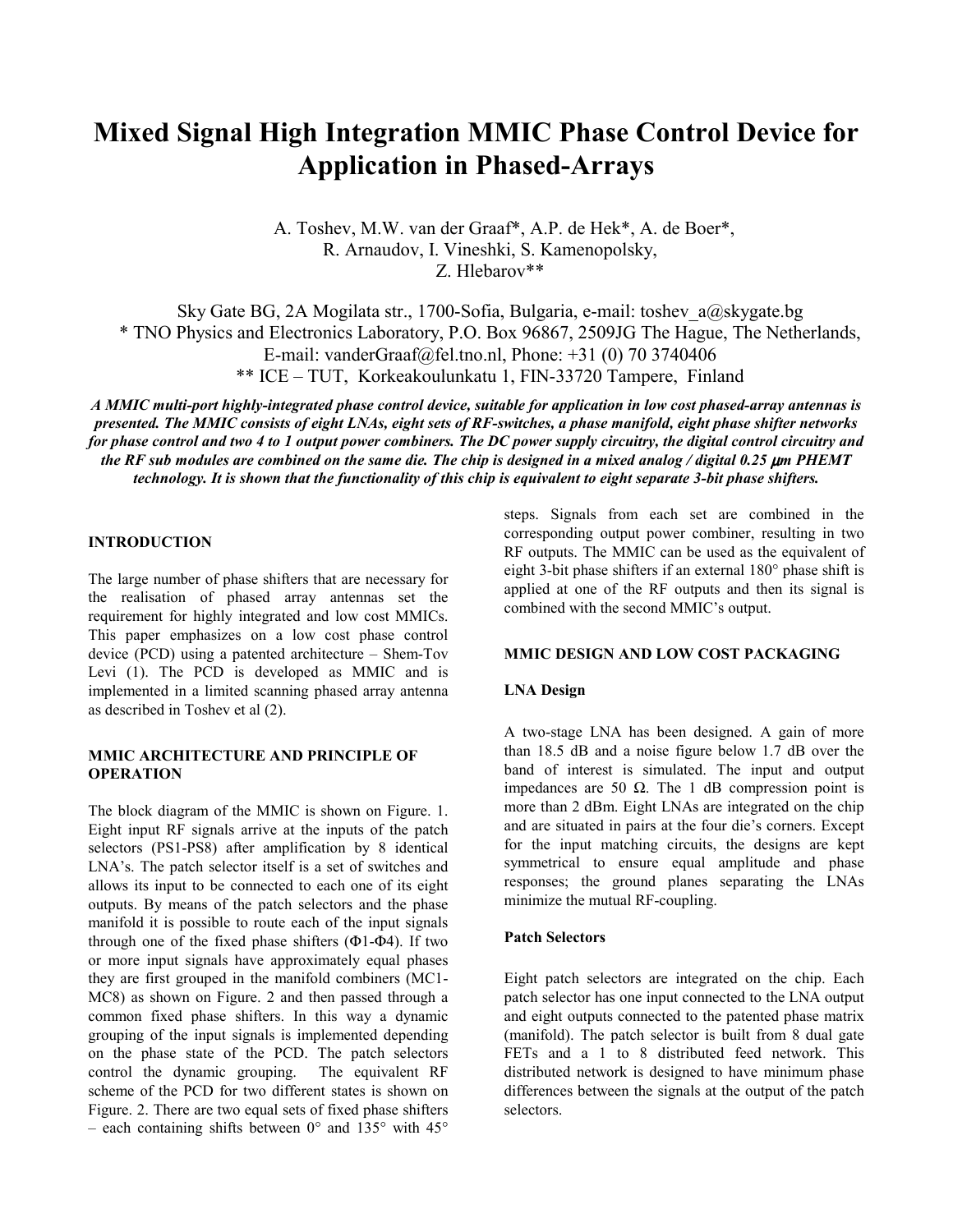# Mixed Signal High Integration MMIC Phase Control Device for Application in Phased-Arrays

A. Toshev, M.W. van der Graaf*, A.P. de Hek*, A. de Boer*,
R. Arnaudov, I. Vineshki, S. Kamenopolsky,
Z. Hlebarov**

Sky Gate BG, 2A Mogilata str., 1700-Sofia, Bulgaria, e-mail: toshev_a@skygate.bg
\* TNO Physics and Electronics Laboratory, P.O. Box 96867, 2509JG The Hague, The Netherlands,
E-mail: vanderGraaf@fel.tno.nl, Phone: +31 (0) 70 3740406
\** ICE – TUT, Korkeakoulunkatu 1, FIN-33720 Tampere, Finland

***A MMIC multi-port highly-integrated phase control device, suitable for application in low cost phased-array antennas is presented. The MMIC consists of eight LNAs, eight sets of RF-switches, a phase manifold, eight phase shifter networks for phase control and two 4 to 1 output power combiners. The DC power supply circuitry, the digital control circuitry and the RF sub modules are combined on the same die. The chip is designed in a mixed analog / digital 0.25 μm PHEMT technology. It is shown that the functionality of this chip is equivalent to eight separate 3-bit phase shifters.***

## INTRODUCTION

The large number of phase shifters that are necessary for the realisation of phased array antennas set the requirement for highly integrated and low cost MMICs. This paper emphasizes on a low cost phase control device (PCD) using a patented architecture – Shem-Tov Levi (1). The PCD is developed as MMIC and is implemented in a limited scanning phased array antenna as described in Toshev et al (2).

## MMIC ARCHITECTURE AND PRINCIPLE OF OPERATION

The block diagram of the MMIC is shown on Figure. 1. Eight input RF signals arrive at the inputs of the patch selectors (PS1-PS8) after amplification by 8 identical LNA's. The patch selector itself is a set of switches and allows its input to be connected to each one of its eight outputs. By means of the patch selectors and the phase manifold it is possible to route each of the input signals through one of the fixed phase shifters (Φ1-Φ4). If two or more input signals have approximately equal phases they are first grouped in the manifold combiners (MC1-MC8) as shown on Figure. 2 and then passed through a common fixed phase shifters. In this way a dynamic grouping of the input signals is implemented depending on the phase state of the PCD. The patch selectors control the dynamic grouping. The equivalent RF scheme of the PCD for two different states is shown on Figure. 2. There are two equal sets of fixed phase shifters – each containing shifts between 0° and 135° with 45° steps. Signals from each set are combined in the corresponding output power combiner, resulting in two RF outputs. The MMIC can be used as the equivalent of eight 3-bit phase shifters if an external 180° phase shift is applied at one of the RF outputs and then its signal is combined with the second MMIC's output.

## MMIC DESIGN AND LOW COST PACKAGING

### LNA Design

A two-stage LNA has been designed. A gain of more than 18.5 dB and a noise figure below 1.7 dB over the band of interest is simulated. The input and output impedances are 50 Ω. The 1 dB compression point is more than 2 dBm. Eight LNAs are integrated on the chip and are situated in pairs at the four die's corners. Except for the input matching circuits, the designs are kept symmetrical to ensure equal amplitude and phase responses; the ground planes separating the LNAs minimize the mutual RF-coupling.

### Patch Selectors

Eight patch selectors are integrated on the chip. Each patch selector has one input connected to the LNA output and eight outputs connected to the patented phase matrix (manifold). The patch selector is built from 8 dual gate FETs and a 1 to 8 distributed feed network. This distributed network is designed to have minimum phase differences between the signals at the output of the patch selectors.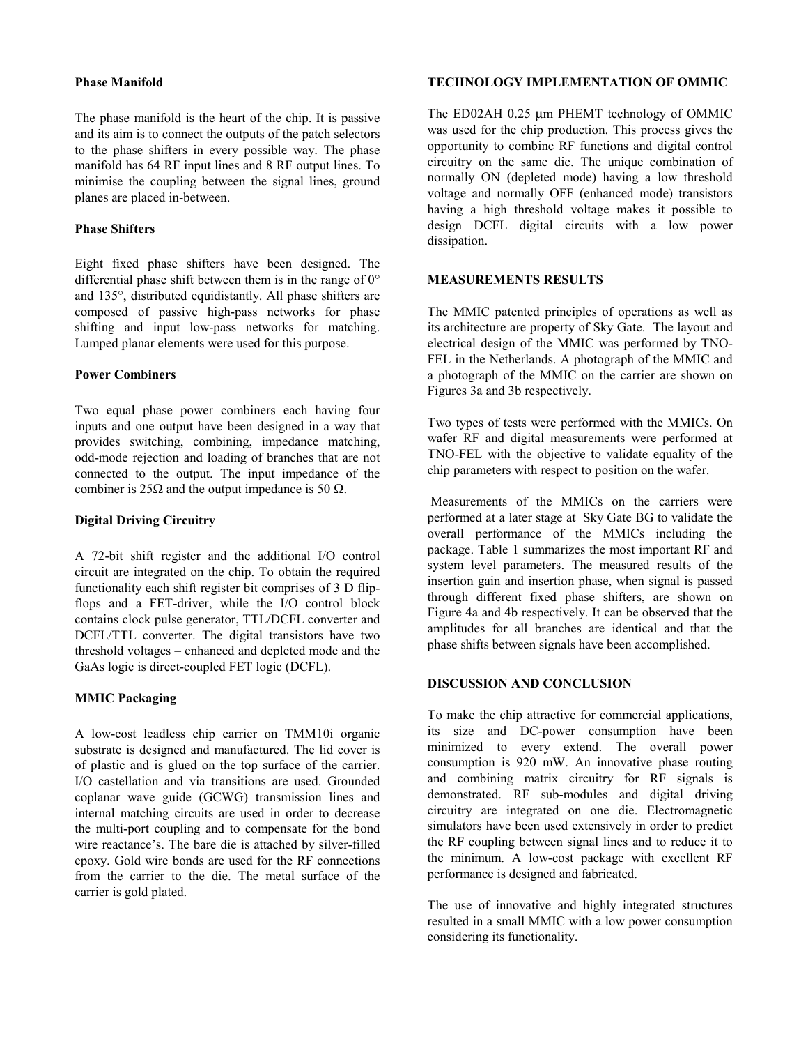### Phase Manifold

The phase manifold is the heart of the chip. It is passive and its aim is to connect the outputs of the patch selectors to the phase shifters in every possible way. The phase manifold has 64 RF input lines and 8 RF output lines. To minimise the coupling between the signal lines, ground planes are placed in-between.

### Phase Shifters

Eight fixed phase shifters have been designed. The differential phase shift between them is in the range of 0° and 135°, distributed equidistantly. All phase shifters are composed of passive high-pass networks for phase shifting and input low-pass networks for matching. Lumped planar elements were used for this purpose.

### Power Combiners

Two equal phase power combiners each having four inputs and one output have been designed in a way that provides switching, combining, impedance matching, odd-mode rejection and loading of branches that are not connected to the output. The input impedance of the combiner is 25Ω and the output impedance is 50 Ω.

### Digital Driving Circuitry

A 72-bit shift register and the additional I/O control circuit are integrated on the chip. To obtain the required functionality each shift register bit comprises of 3 D flip-flops and a FET-driver, while the I/O control block contains clock pulse generator, TTL/DCFL converter and DCFL/TTL converter. The digital transistors have two threshold voltages – enhanced and depleted mode and the GaAs logic is direct-coupled FET logic (DCFL).

### MMIC Packaging

A low-cost leadless chip carrier on TMM10i organic substrate is designed and manufactured. The lid cover is of plastic and is glued on the top surface of the carrier. I/O castellation and via transitions are used. Grounded coplanar wave guide (GCWG) transmission lines and internal matching circuits are used in order to decrease the multi-port coupling and to compensate for the bond wire reactance's. The bare die is attached by silver-filled epoxy. Gold wire bonds are used for the RF connections from the carrier to the die. The metal surface of the carrier is gold plated.

## TECHNOLOGY IMPLEMENTATION OF OMMIC

The ED02AH 0.25 μm PHEMT technology of OMMIC was used for the chip production. This process gives the opportunity to combine RF functions and digital control circuitry on the same die. The unique combination of normally ON (depleted mode) having a low threshold voltage and normally OFF (enhanced mode) transistors having a high threshold voltage makes it possible to design DCFL digital circuits with a low power dissipation.

## MEASUREMENTS RESULTS

The MMIC patented principles of operations as well as its architecture are property of Sky Gate. The layout and electrical design of the MMIC was performed by TNO-FEL in the Netherlands. A photograph of the MMIC and a photograph of the MMIC on the carrier are shown on Figures 3a and 3b respectively.

Two types of tests were performed with the MMICs. On wafer RF and digital measurements were performed at TNO-FEL with the objective to validate equality of the chip parameters with respect to position on the wafer.

Measurements of the MMICs on the carriers were performed at a later stage at Sky Gate BG to validate the overall performance of the MMICs including the package. Table 1 summarizes the most important RF and system level parameters. The measured results of the insertion gain and insertion phase, when signal is passed through different fixed phase shifters, are shown on Figure 4a and 4b respectively. It can be observed that the amplitudes for all branches are identical and that the phase shifts between signals have been accomplished.

## DISCUSSION AND CONCLUSION

To make the chip attractive for commercial applications, its size and DC-power consumption have been minimized to every extend. The overall power consumption is 920 mW. An innovative phase routing and combining matrix circuitry for RF signals is demonstrated. RF sub-modules and digital driving circuitry are integrated on one die. Electromagnetic simulators have been used extensively in order to predict the RF coupling between signal lines and to reduce it to the minimum. A low-cost package with excellent RF performance is designed and fabricated.

The use of innovative and highly integrated structures resulted in a small MMIC with a low power consumption considering its functionality.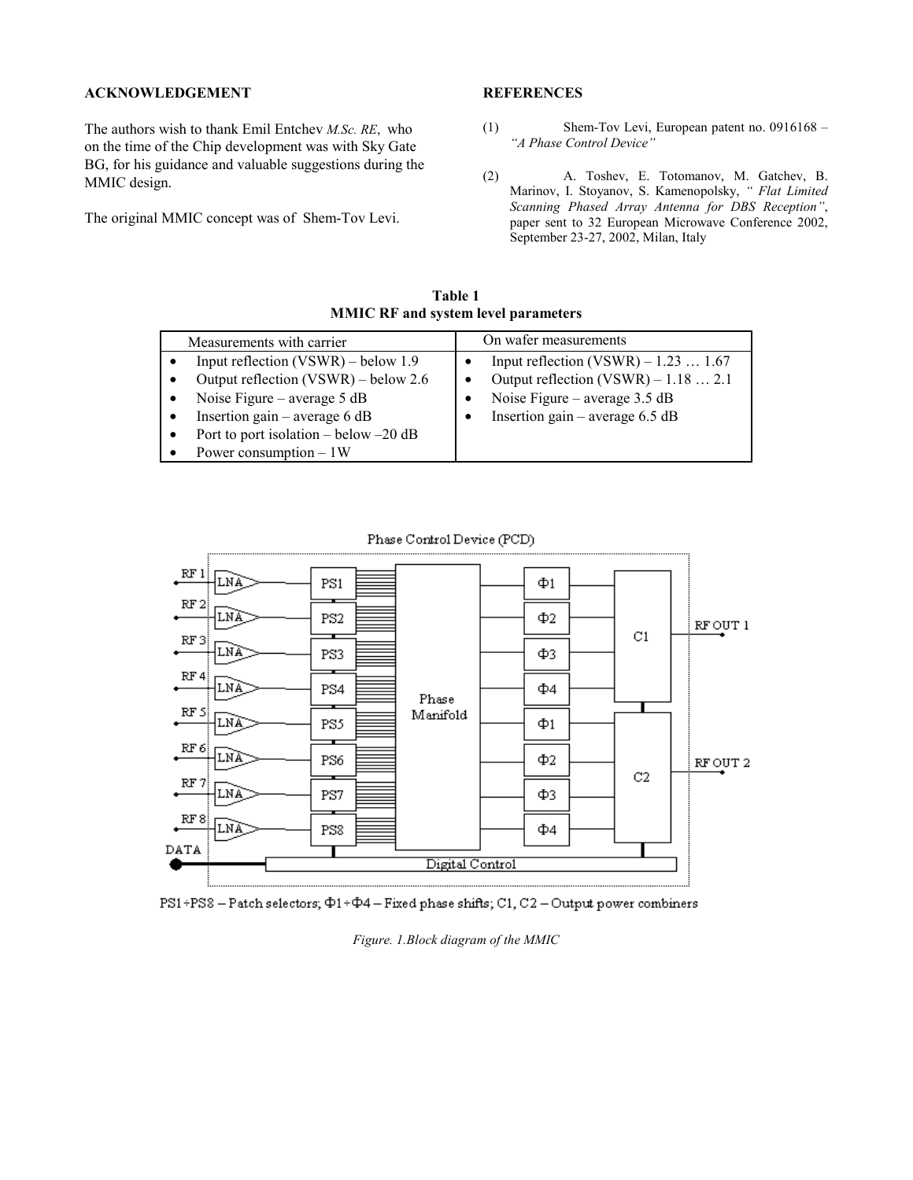## ACKNOWLEDGEMENT

The authors wish to thank Emil Entchev *M.Sc. RE*, who on the time of the Chip development was with Sky Gate BG, for his guidance and valuable suggestions during the MMIC design.

The original MMIC concept was of Shem-Tov Levi.

## REFERENCES

(1) Shem-Tov Levi, European patent no. 0916168 – *"A Phase Control Device"*

(2) A. Toshev, E. Totomanov, M. Gatchev, B. Marinov, I. Stoyanov, S. Kamenopolsky, *" Flat Limited Scanning Phased Array Antenna for DBS Reception"*, paper sent to 32 European Microwave Conference 2002, September 23-27, 2002, Milan, Italy

**Table 1**
**MMIC RF and system level parameters**

| Measurements with carrier | On wafer measurements |
|---|---|
| • Input reflection (VSWR) – below 1.9<br>• Output reflection (VSWR) – below 2.6<br>• Noise Figure – average 5 dB<br>• Insertion gain – average 6 dB<br>• Port to port isolation – below –20 dB<br>• Power consumption – 1W | • Input reflection (VSWR) – 1.23 … 1.67<br>• Output reflection (VSWR) – 1.18 … 2.1<br>• Noise Figure – average 3.5 dB<br>• Insertion gain – average 6.5 dB |

PS1÷PS8 – Patch selectors; Φ1÷Φ4 – Fixed phase shifts; C1, C2 – Output power combiners

*Figure. 1.Block diagram of the MMIC*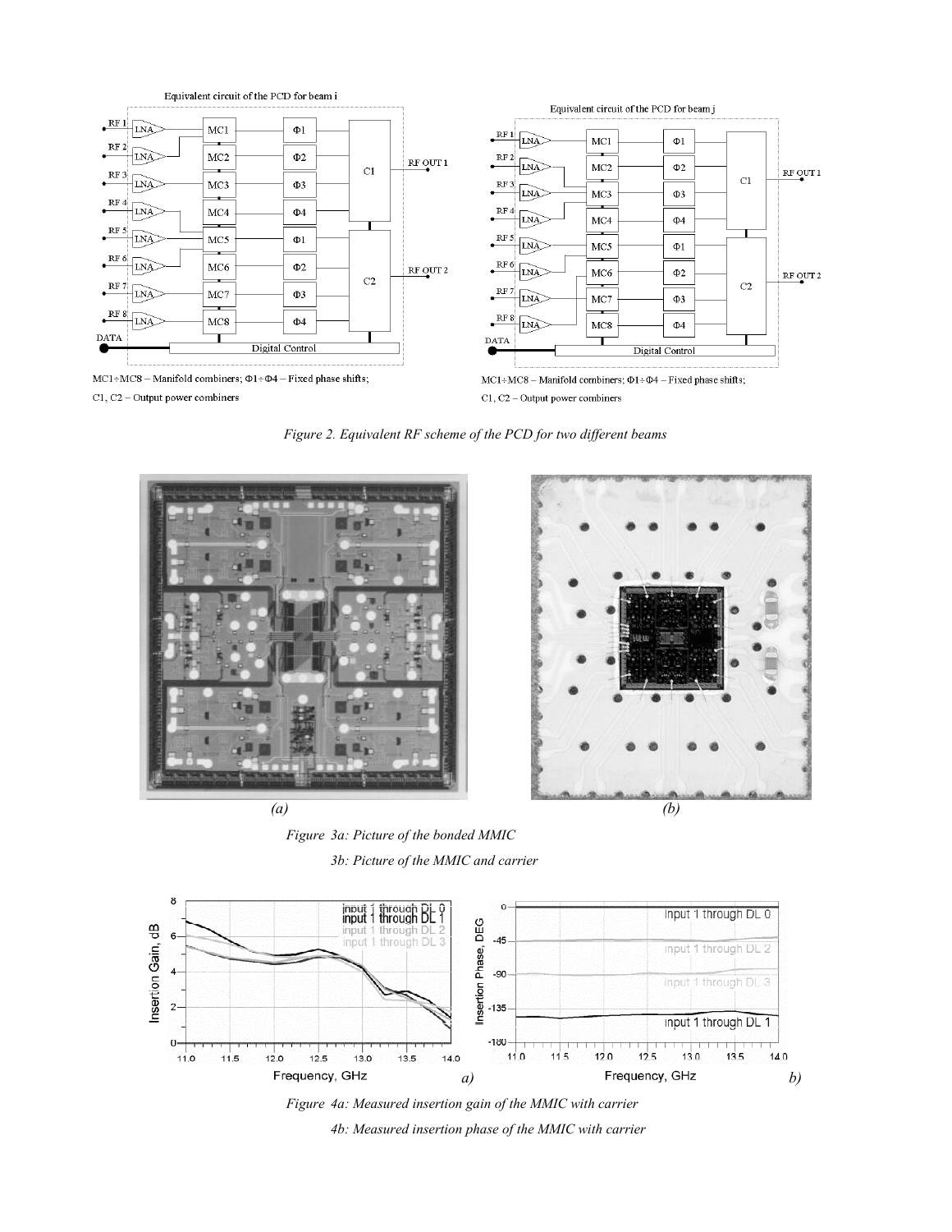Equivalent circuit of the PCD for beam i

RF 1
RF 2
RF 3
RF 4
RF 5
RF 6
RF 7
RF 8
LNA
MC1
MC2
MC3
MC4
MC5
MC6
MC7
MC8
Φ1
Φ2
Φ3
Φ4
Φ1
Φ2
Φ3
Φ4
C1
C2
RF OUT 1
RF OUT 2
DATA
Digital Control

MC1÷MC8 – Manifold combiners; Φ1÷Φ4 – Fixed phase shifts;
C1, C2 – Output power combiners

Equivalent circuit of the PCD for beam j

RF 1
RF 2
RF 3
RF 4
RF 5
RF 6
RF 7
RF 8
LNA
MC1
MC2
MC3
MC4
MC5
MC6
MC7
MC8
Φ1
Φ2
Φ3
Φ4
Φ1
Φ2
Φ3
Φ4
C1
C2
RF OUT 1
RF OUT 2
DATA
Digital Control

MC1÷MC8 – Manifold combiners; Φ1÷Φ4 – Fixed phase shifts;
C1, C2 – Output power combiners

*Figure 2. Equivalent RF scheme of the PCD for two different beams*

*(a)* *(b)*

*Figure 3a: Picture of the bonded MMIC*

*3b: Picture of the MMIC and carrier*

Insertion Gain, dB
8
6
4
2
0
11.0 11.5 12.0 12.5 13.0 13.5 14.0
Frequency, GHz
input 1 through DL 0
input 1 through DL 1
input 1 through DL 2
input 1 through DL 3
*a)*

Insertion Phase, DEG
0
-45
-90
-135
-180
11.0 11.5 12.0 12.5 13.0 13.5 14.0
Frequency, GHz
input 1 through DL 0
input 1 through DL 2
input 1 through DL 3
input 1 through DL 1
*b)*

*Figure 4a: Measured insertion gain of the MMIC with carrier*

*4b: Measured insertion phase of the MMIC with carrier*